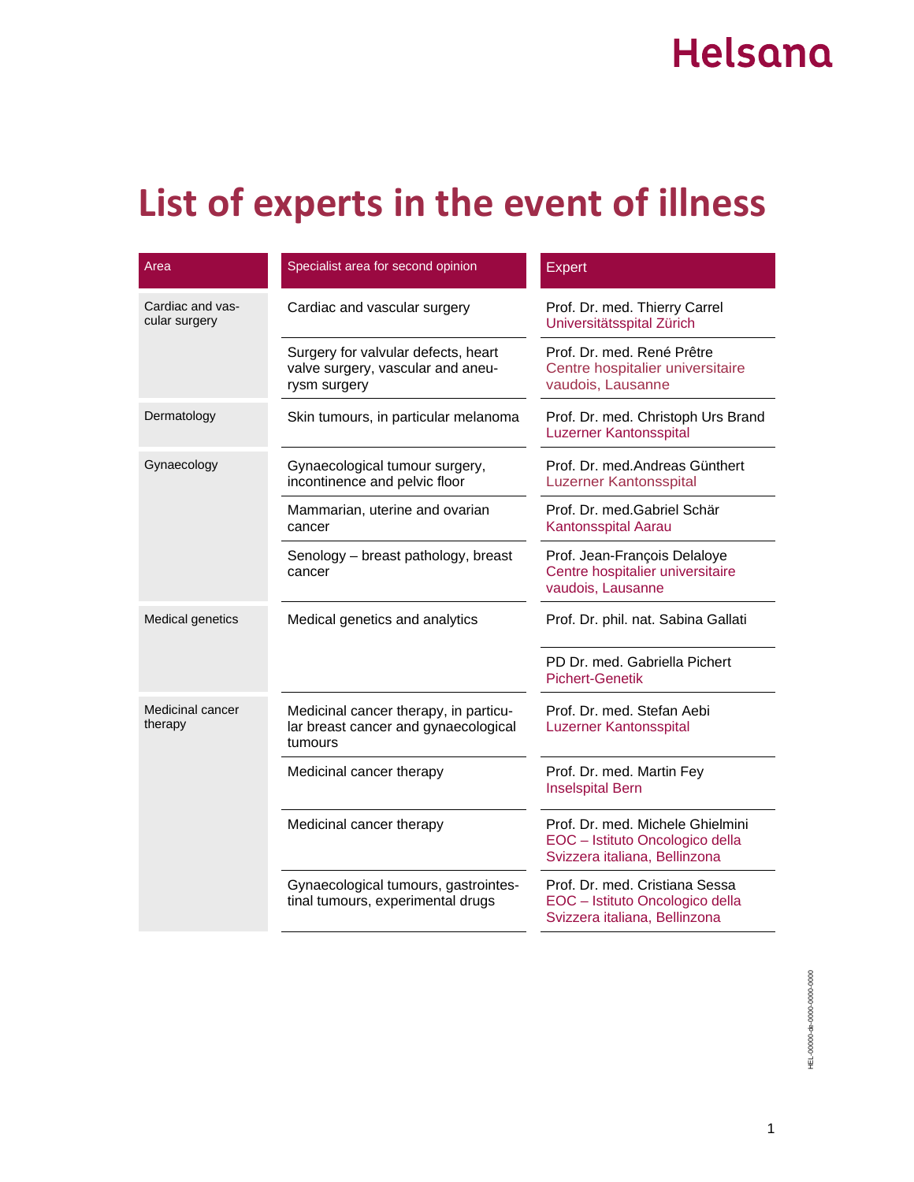# List of experts in the event of illness

| Area | Specialist area for second opinion | Expert |
|---|---|---|
| Cardiac and vascular surgery | Cardiac and vascular surgery | Prof. Dr. med. Thierry Carrel<br>Universitätsspital Zürich |
| | Surgery for valvular defects, heart valve surgery, vascular and aneurysm surgery | Prof. Dr. med. René Prêtre<br>Centre hospitalier universitaire vaudois, Lausanne |
| Dermatology | Skin tumours, in particular melanoma | Prof. Dr. med. Christoph Urs Brand<br>Luzerner Kantonsspital |
| Gynaecology | Gynaecological tumour surgery, incontinence and pelvic floor | Prof. Dr. med.Andreas Günthert<br>Luzerner Kantonsspital |
| | Mammarian, uterine and ovarian cancer | Prof. Dr. med.Gabriel Schär<br>Kantonsspital Aarau |
| | Senology – breast pathology, breast cancer | Prof. Jean-François Delaloye<br>Centre hospitalier universitaire vaudois, Lausanne |
| Medical genetics | Medical genetics and analytics | Prof. Dr. phil. nat. Sabina Gallati |
| | | PD Dr. med. Gabriella Pichert<br>Pichert-Genetik |
| Medicinal cancer therapy | Medicinal cancer therapy, in particular breast cancer and gynaecological tumours | Prof. Dr. med. Stefan Aebi<br>Luzerner Kantonsspital |
| | Medicinal cancer therapy | Prof. Dr. med. Martin Fey<br>Inselspital Bern |
| | Medicinal cancer therapy | Prof. Dr. med. Michele Ghielmini<br>EOC – Istituto Oncologico della Svizzera italiana, Bellinzona |
| | Gynaecological tumours, gastrointestinal tumours, experimental drugs | Prof. Dr. med. Cristiana Sessa<br>EOC – Istituto Oncologico della Svizzera italiana, Bellinzona |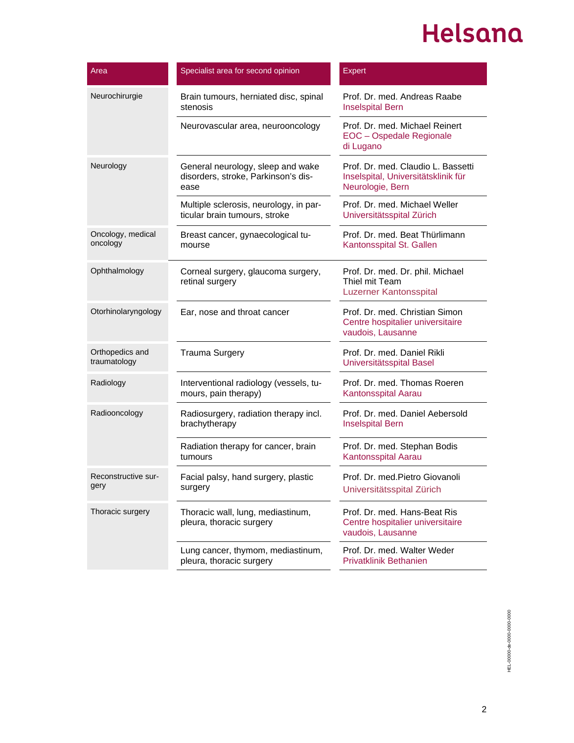| Area | Specialist area for second opinion | Expert |
| --- | --- | --- |
| Neurochirurgie | Brain tumours, herniated disc, spinal stenosis | Prof. Dr. med. Andreas Raabe<br>Inselspital Bern |
| | Neurovascular area, neurooncology | Prof. Dr. med. Michael Reinert<br>EOC – Ospedale Regionale di Lugano |
| Neurology | General neurology, sleep and wake disorders, stroke, Parkinson's disease | Prof. Dr. med. Claudio L. Bassetti<br>Inselspital, Universitätsklinik für Neurologie, Bern |
| | Multiple sclerosis, neurology, in particular brain tumours, stroke | Prof. Dr. med. Michael Weller<br>Universitätsspital Zürich |
| Oncology, medical oncology | Breast cancer, gynaecological tumourse | Prof. Dr. med. Beat Thürlimann<br>Kantonsspital St. Gallen |
| Ophthalmology | Corneal surgery, glaucoma surgery, retinal surgery | Prof. Dr. med. Dr. phil. Michael Thiel mit Team<br>Luzerner Kantonsspital |
| Otorhinolaryngology | Ear, nose and throat cancer | Prof. Dr. med. Christian Simon<br>Centre hospitalier universitaire vaudois, Lausanne |
| Orthopedics and traumatology | Trauma Surgery | Prof. Dr. med. Daniel Rikli<br>Universitätsspital Basel |
| Radiology | Interventional radiology (vessels, tumours, pain therapy) | Prof. Dr. med. Thomas Roeren<br>Kantonsspital Aarau |
| Radiooncology | Radiosurgery, radiation therapy incl. brachytherapy | Prof. Dr. med. Daniel Aebersold<br>Inselspital Bern |
| | Radiation therapy for cancer, brain tumours | Prof. Dr. med. Stephan Bodis<br>Kantonsspital Aarau |
| Reconstructive surgery | Facial palsy, hand surgery, plastic surgery | Prof. Dr. med.Pietro Giovanoli<br>Universitätsspital Zürich |
| Thoracic surgery | Thoracic wall, lung, mediastinum, pleura, thoracic surgery | Prof. Dr. med. Hans-Beat Ris<br>Centre hospitalier universitaire vaudois, Lausanne |
| | Lung cancer, thymom, mediastinum, pleura, thoracic surgery | Prof. Dr. med. Walter Weder<br>Privatklinik Bethanien |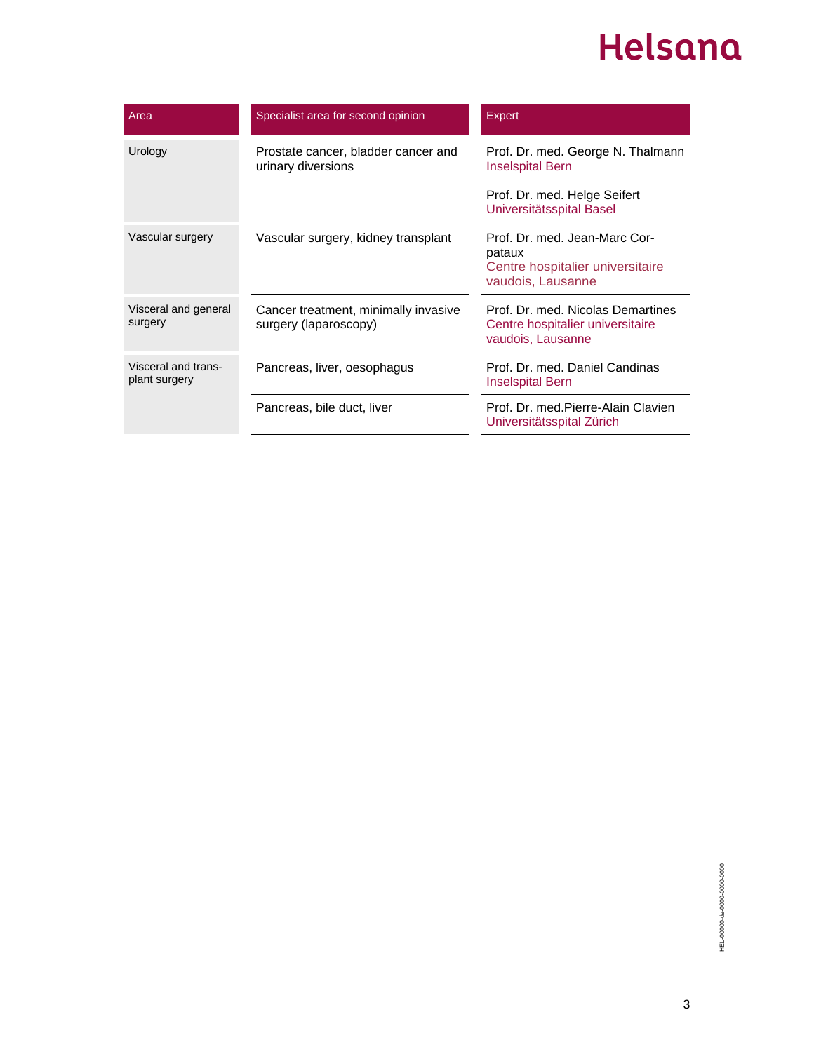| Area | Specialist area for second opinion | Expert |
|---|---|---|
| Urology | Prostate cancer, bladder cancer and urinary diversions | Prof. Dr. med. George N. Thalmann<br>Inselspital Bern |
| | | Prof. Dr. med. Helge Seifert<br>Universitätsspital Basel |
| Vascular surgery | Vascular surgery, kidney transplant | Prof. Dr. med. Jean-Marc Corpataux<br>Centre hospitalier universitaire vaudois, Lausanne |
| Visceral and general surgery | Cancer treatment, minimally invasive surgery (laparoscopy) | Prof. Dr. med. Nicolas Demartines<br>Centre hospitalier universitaire vaudois, Lausanne |
| Visceral and transplant surgery | Pancreas, liver, oesophagus | Prof. Dr. med. Daniel Candinas<br>Inselspital Bern |
| | Pancreas, bile duct, liver | Prof. Dr. med.Pierre-Alain Clavien<br>Universitätsspital Zürich |

HEL-00000-de-0000-0000-0000